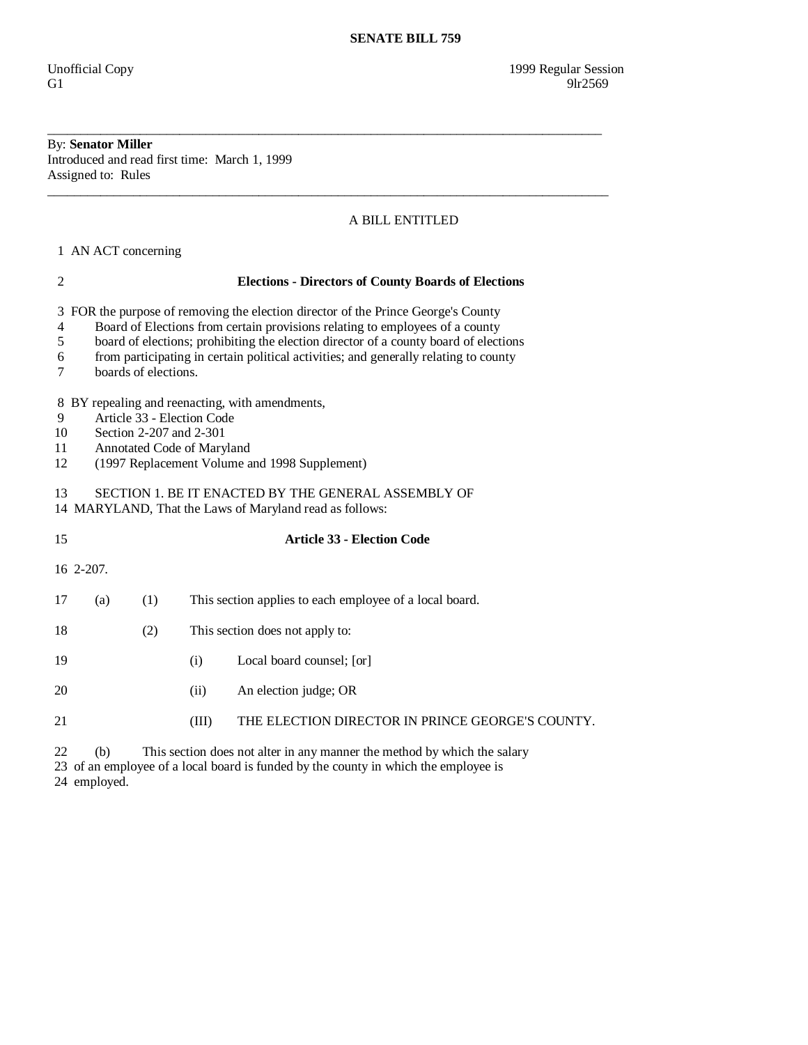# SENATE BILL 759

Unofficial Copy 1999 Regular Session
G1 9lr2569

---

By: **Senator Miller**
Introduced and read first time: March 1, 1999
Assigned to: Rules

---

A BILL ENTITLED

1 AN ACT concerning

2 **Elections - Directors of County Boards of Elections**

3 FOR the purpose of removing the election director of the Prince George's County
4 Board of Elections from certain provisions relating to employees of a county
5 board of elections; prohibiting the election director of a county board of elections
6 from participating in certain political activities; and generally relating to county
7 boards of elections.

8 BY repealing and reenacting, with amendments,
9 Article 33 - Election Code
10 Section 2-207 and 2-301
11 Annotated Code of Maryland
12 (1997 Replacement Volume and 1998 Supplement)

13 SECTION 1. BE IT ENACTED BY THE GENERAL ASSEMBLY OF
14 MARYLAND, That the Laws of Maryland read as follows:

15 **Article 33 - Election Code**

16 2-207.

17 (a) (1) This section applies to each employee of a local board.

18 (2) This section does not apply to:

19 (i) Local board counsel; [or]

20 (ii) An election judge; OR

21 (III) THE ELECTION DIRECTOR IN PRINCE GEORGE'S COUNTY.

22 (b) This section does not alter in any manner the method by which the salary
23 of an employee of a local board is funded by the county in which the employee is
24 employed.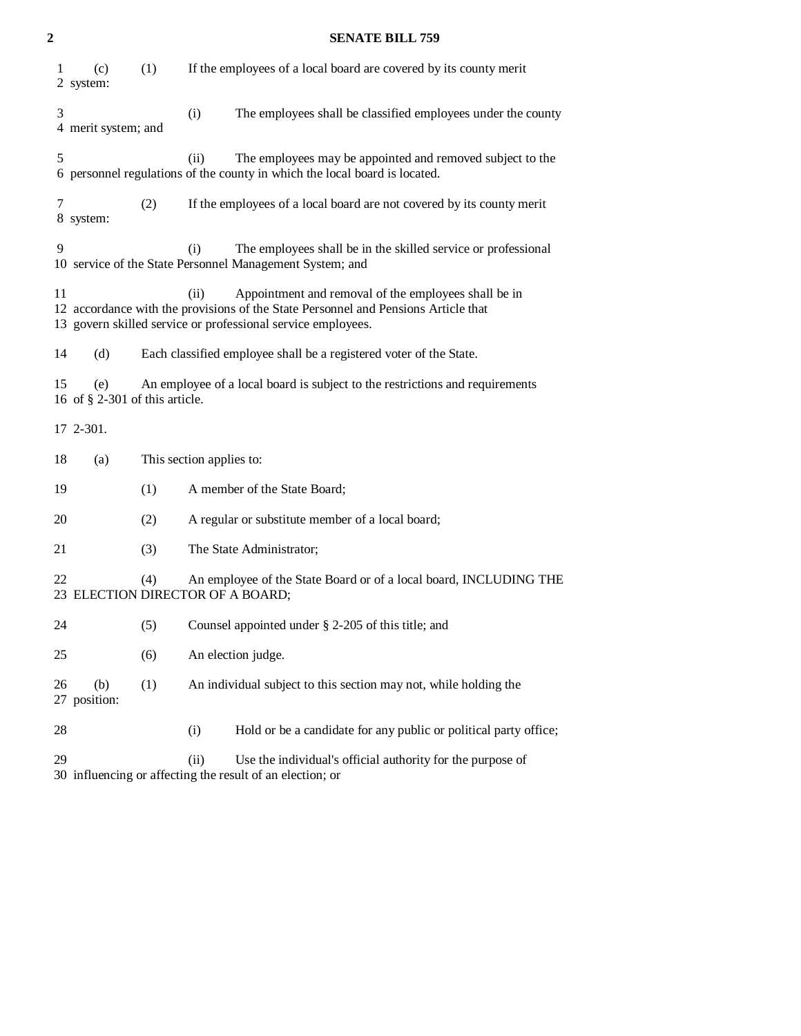(c) (1) If the employees of a local board are covered by its county merit system:

(i) The employees shall be classified employees under the county merit system; and

(ii) The employees may be appointed and removed subject to the personnel regulations of the county in which the local board is located.

(2) If the employees of a local board are not covered by its county merit system:

(i) The employees shall be in the skilled service or professional service of the State Personnel Management System; and

(ii) Appointment and removal of the employees shall be in accordance with the provisions of the State Personnel and Pensions Article that govern skilled service or professional service employees.

(d) Each classified employee shall be a registered voter of the State.

(e) An employee of a local board is subject to the restrictions and requirements of § 2-301 of this article.

2-301.

(a) This section applies to:

(1) A member of the State Board;

(2) A regular or substitute member of a local board;

(3) The State Administrator;

(4) An employee of the State Board or of a local board, INCLUDING THE ELECTION DIRECTOR OF A BOARD;

(5) Counsel appointed under § 2-205 of this title; and

(6) An election judge.

(b) (1) An individual subject to this section may not, while holding the position:

(i) Hold or be a candidate for any public or political party office;

(ii) Use the individual's official authority for the purpose of influencing or affecting the result of an election; or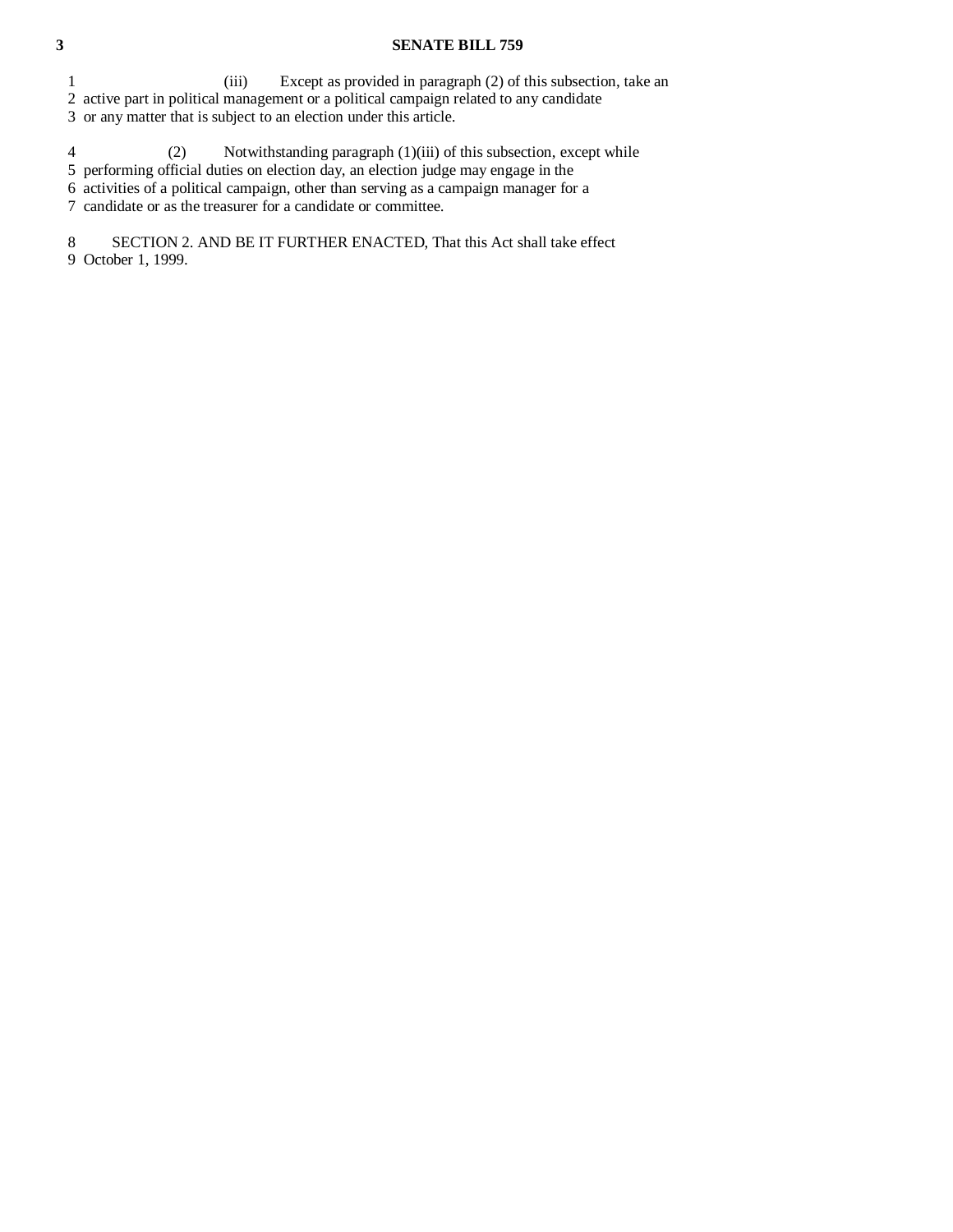(iii) Except as provided in paragraph (2) of this subsection, take an active part in political management or a political campaign related to any candidate or any matter that is subject to an election under this article.

(2) Notwithstanding paragraph (1)(iii) of this subsection, except while performing official duties on election day, an election judge may engage in the activities of a political campaign, other than serving as a campaign manager for a candidate or as the treasurer for a candidate or committee.

SECTION 2. AND BE IT FURTHER ENACTED, That this Act shall take effect October 1, 1999.